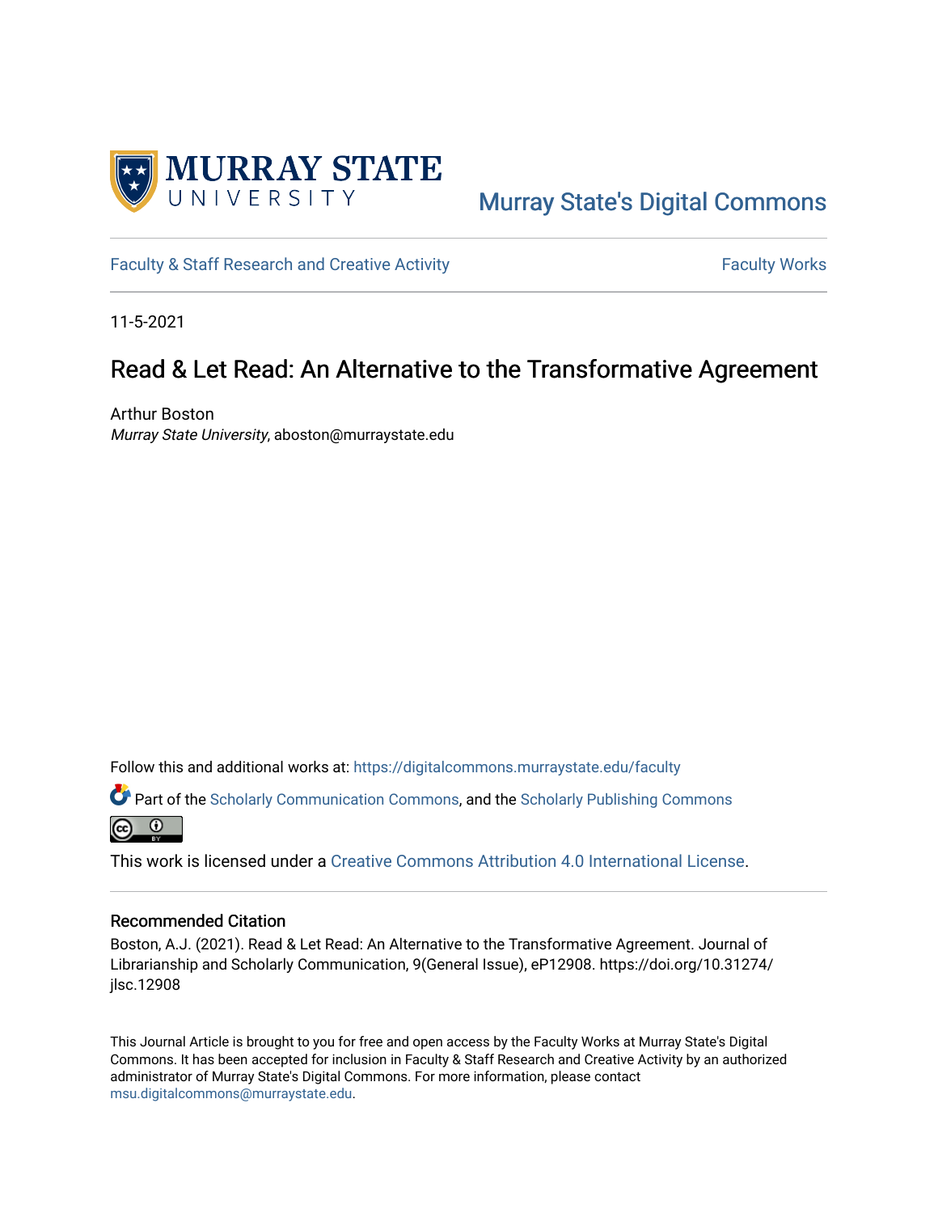Murray State's Digital Commons

Faculty & Staff Research and Creative Activity

Faculty Works

11-5-2021

# Read & Let Read: An Alternative to the Transformative Agreement

Arthur Boston
*Murray State University*, aboston@murraystate.edu

Follow this and additional works at: https://digitalcommons.murraystate.edu/faculty

Part of the Scholarly Communication Commons, and the Scholarly Publishing Commons

This work is licensed under a Creative Commons Attribution 4.0 International License.

## Recommended Citation

Boston, A.J. (2021). Read & Let Read: An Alternative to the Transformative Agreement. Journal of Librarianship and Scholarly Communication, 9(General Issue), eP12908. https://doi.org/10.31274/jlsc.12908

This Journal Article is brought to you for free and open access by the Faculty Works at Murray State's Digital Commons. It has been accepted for inclusion in Faculty & Staff Research and Creative Activity by an authorized administrator of Murray State's Digital Commons. For more information, please contact msu.digitalcommons@murraystate.edu.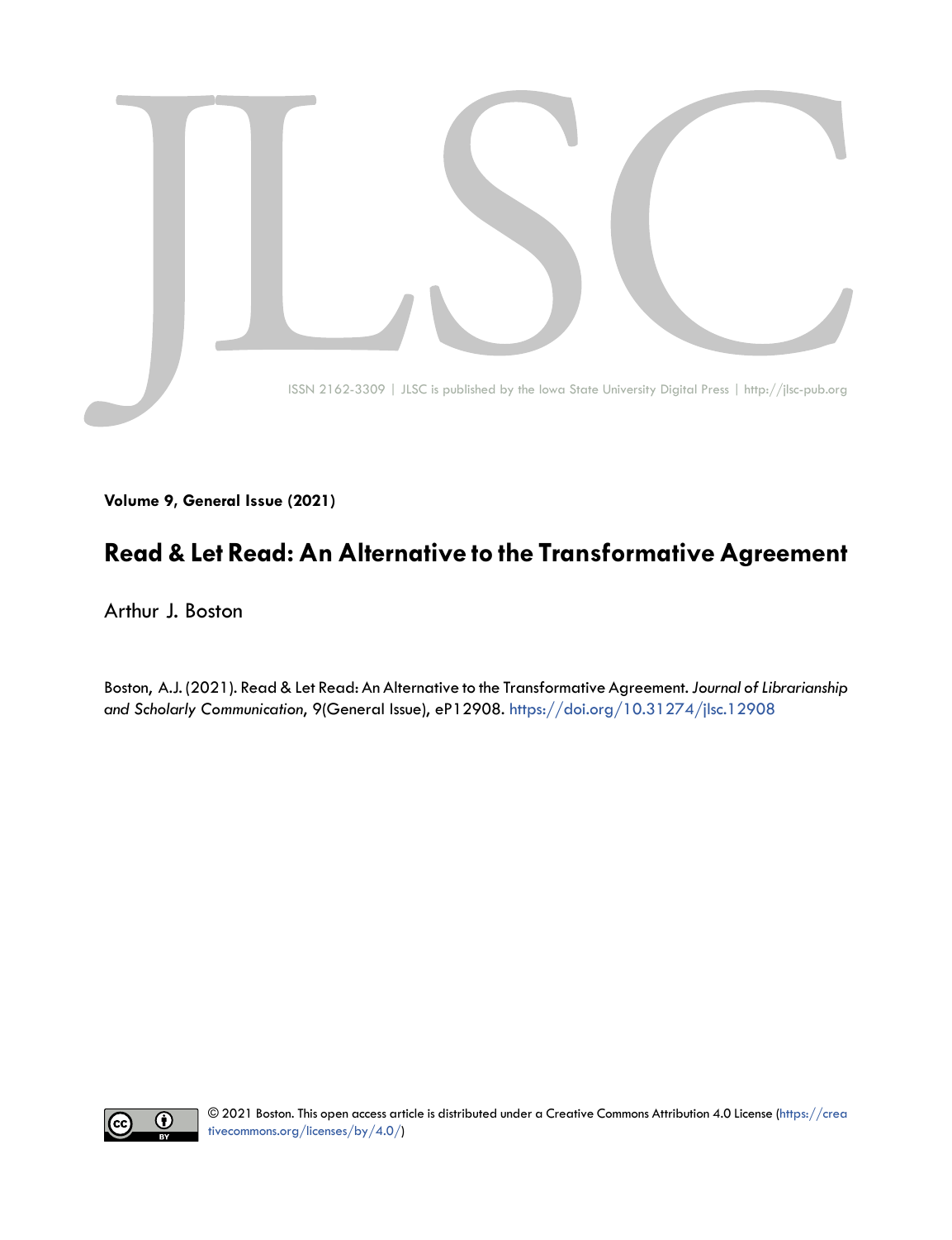**Volume 9, General Issue (2021)**

# Read & Let Read: An Alternative to the Transformative Agreement

Arthur J. Boston

Boston, A.J. (2021). Read & Let Read: An Alternative to the Transformative Agreement. *Journal of Librarianship and Scholarly Communication*, 9(General Issue), eP12908. https://doi.org/10.31274/jlsc.12908

© 2021 Boston. This open access article is distributed under a Creative Commons Attribution 4.0 License (https://creativecommons.org/licenses/by/4.0/)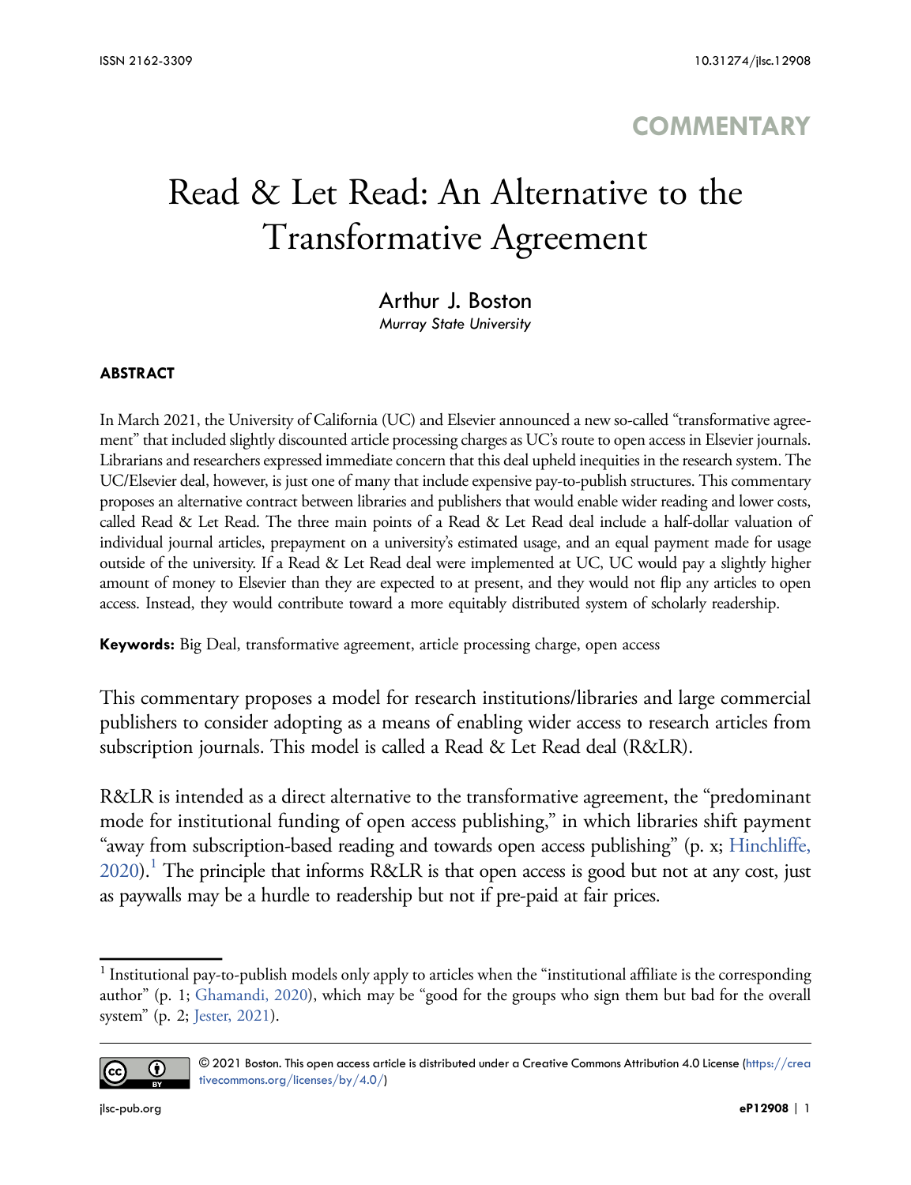## COMMENTARY

# Read & Let Read: An Alternative to the Transformative Agreement

**Arthur J. Boston**
*Murray State University*

### ABSTRACT

In March 2021, the University of California (UC) and Elsevier announced a new so-called "transformative agreement" that included slightly discounted article processing charges as UC's route to open access in Elsevier journals. Librarians and researchers expressed immediate concern that this deal upheld inequities in the research system. The UC/Elsevier deal, however, is just one of many that include expensive pay-to-publish structures. This commentary proposes an alternative contract between libraries and publishers that would enable wider reading and lower costs, called Read & Let Read. The three main points of a Read & Let Read deal include a half-dollar valuation of individual journal articles, prepayment on a university's estimated usage, and an equal payment made for usage outside of the university. If a Read & Let Read deal were implemented at UC, UC would pay a slightly higher amount of money to Elsevier than they are expected to at present, and they would not flip any articles to open access. Instead, they would contribute toward a more equitably distributed system of scholarly readership.

**Keywords:** Big Deal, transformative agreement, article processing charge, open access

This commentary proposes a model for research institutions/libraries and large commercial publishers to consider adopting as a means of enabling wider access to research articles from subscription journals. This model is called a Read & Let Read deal (R&LR).

R&LR is intended as a direct alternative to the transformative agreement, the "predominant mode for institutional funding of open access publishing," in which libraries shift payment "away from subscription-based reading and towards open access publishing" (p. x; Hinchliffe, 2020).[1] The principle that informs R&LR is that open access is good but not at any cost, just as paywalls may be a hurdle to readership but not if pre-paid at fair prices.

[1] Institutional pay-to-publish models only apply to articles when the "institutional affiliate is the corresponding author" (p. 1; Ghamandi, 2020), which may be "good for the groups who sign them but bad for the overall system" (p. 2; Jester, 2021).

© 2021 Boston. This open access article is distributed under a Creative Commons Attribution 4.0 License (https://creativecommons.org/licenses/by/4.0/)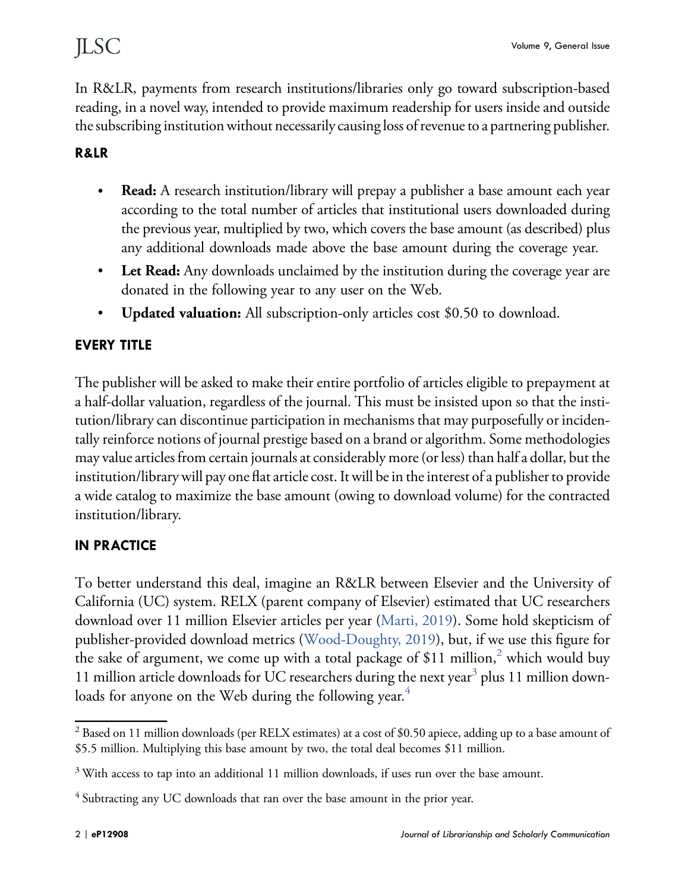In R&LR, payments from research institutions/libraries only go toward subscription-based reading, in a novel way, intended to provide maximum readership for users inside and outside the subscribing institution without necessarily causing loss of revenue to a partnering publisher.

## R&LR

- **Read:** A research institution/library will prepay a publisher a base amount each year according to the total number of articles that institutional users downloaded during the previous year, multiplied by two, which covers the base amount (as described) plus any additional downloads made above the base amount during the coverage year.
- **Let Read:** Any downloads unclaimed by the institution during the coverage year are donated in the following year to any user on the Web.
- **Updated valuation:** All subscription-only articles cost $0.50 to download.

## EVERY TITLE

The publisher will be asked to make their entire portfolio of articles eligible to prepayment at a half-dollar valuation, regardless of the journal. This must be insisted upon so that the institution/library can discontinue participation in mechanisms that may purposefully or incidentally reinforce notions of journal prestige based on a brand or algorithm. Some methodologies may value articles from certain journals at considerably more (or less) than half a dollar, but the institution/library will pay one flat article cost. It will be in the interest of a publisher to provide a wide catalog to maximize the base amount (owing to download volume) for the contracted institution/library.

## IN PRACTICE

To better understand this deal, imagine an R&LR between Elsevier and the University of California (UC) system. RELX (parent company of Elsevier) estimated that UC researchers download over 11 million Elsevier articles per year (Marti, 2019). Some hold skepticism of publisher-provided download metrics (Wood-Doughty, 2019), but, if we use this figure for the sake of argument, we come up with a total package of $11 million,[2] which would buy 11 million article downloads for UC researchers during the next year[3] plus 11 million downloads for anyone on the Web during the following year.[4]

---

[2] Based on 11 million downloads (per RELX estimates) at a cost of $0.50 apiece, adding up to a base amount of $5.5 million. Multiplying this base amount by two, the total deal becomes $11 million.

[3] With access to tap into an additional 11 million downloads, if uses run over the base amount.

[4] Subtracting any UC downloads that ran over the base amount in the prior year.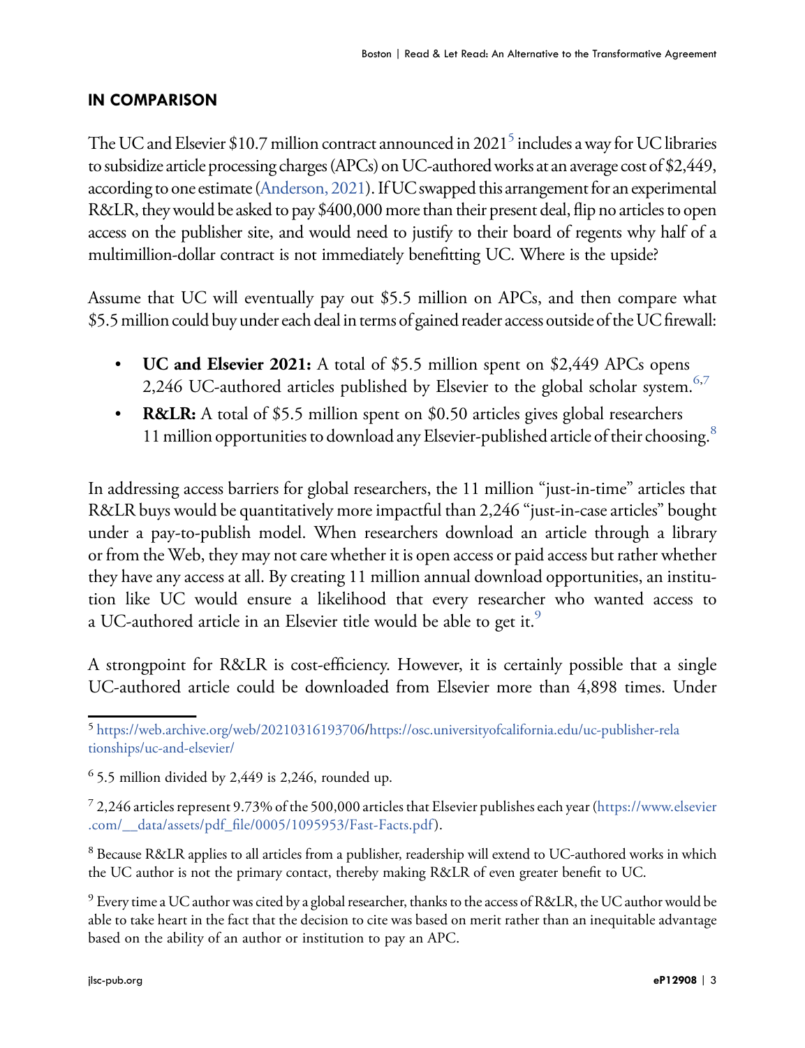## IN COMPARISON

The UC and Elsevier $10.7 million contract announced in 2021[5] includes a way for UC libraries to subsidize article processing charges (APCs) on UC-authored works at an average cost of $2,449, according to one estimate (Anderson, 2021). If UC swapped this arrangement for an experimental R&LR, they would be asked to pay $400,000 more than their present deal, flip no articles to open access on the publisher site, and would need to justify to their board of regents why half of a multimillion-dollar contract is not immediately benefitting UC. Where is the upside?

Assume that UC will eventually pay out $5.5 million on APCs, and then compare what $5.5 million could buy under each deal in terms of gained reader access outside of the UC firewall:

- **UC and Elsevier 2021:** A total of $5.5 million spent on $2,449 APCs opens 2,246 UC-authored articles published by Elsevier to the global scholar system.[6,7]
- **R&LR:** A total of $5.5 million spent on $0.50 articles gives global researchers 11 million opportunities to download any Elsevier-published article of their choosing.[8]

In addressing access barriers for global researchers, the 11 million "just-in-time" articles that R&LR buys would be quantitatively more impactful than 2,246 "just-in-case articles" bought under a pay-to-publish model. When researchers download an article through a library or from the Web, they may not care whether it is open access or paid access but rather whether they have any access at all. By creating 11 million annual download opportunities, an institution like UC would ensure a likelihood that every researcher who wanted access to a UC-authored article in an Elsevier title would be able to get it.[9]

A strongpoint for R&LR is cost-efficiency. However, it is certainly possible that a single UC-authored article could be downloaded from Elsevier more than 4,898 times. Under

[5] https://web.archive.org/web/20210316193706/https://osc.universityofcalifornia.edu/uc-publisher-relationships/uc-and-elsevier/

[6] 5.5 million divided by 2,449 is 2,246, rounded up.

[7] 2,246 articles represent 9.73% of the 500,000 articles that Elsevier publishes each year (https://www.elsevier.com/__data/assets/pdf_file/0005/1095953/Fast-Facts.pdf).

[8] Because R&LR applies to all articles from a publisher, readership will extend to UC-authored works in which the UC author is not the primary contact, thereby making R&LR of even greater benefit to UC.

[9] Every time a UC author was cited by a global researcher, thanks to the access of R&LR, the UC author would be able to take heart in the fact that the decision to cite was based on merit rather than an inequitable advantage based on the ability of an author or institution to pay an APC.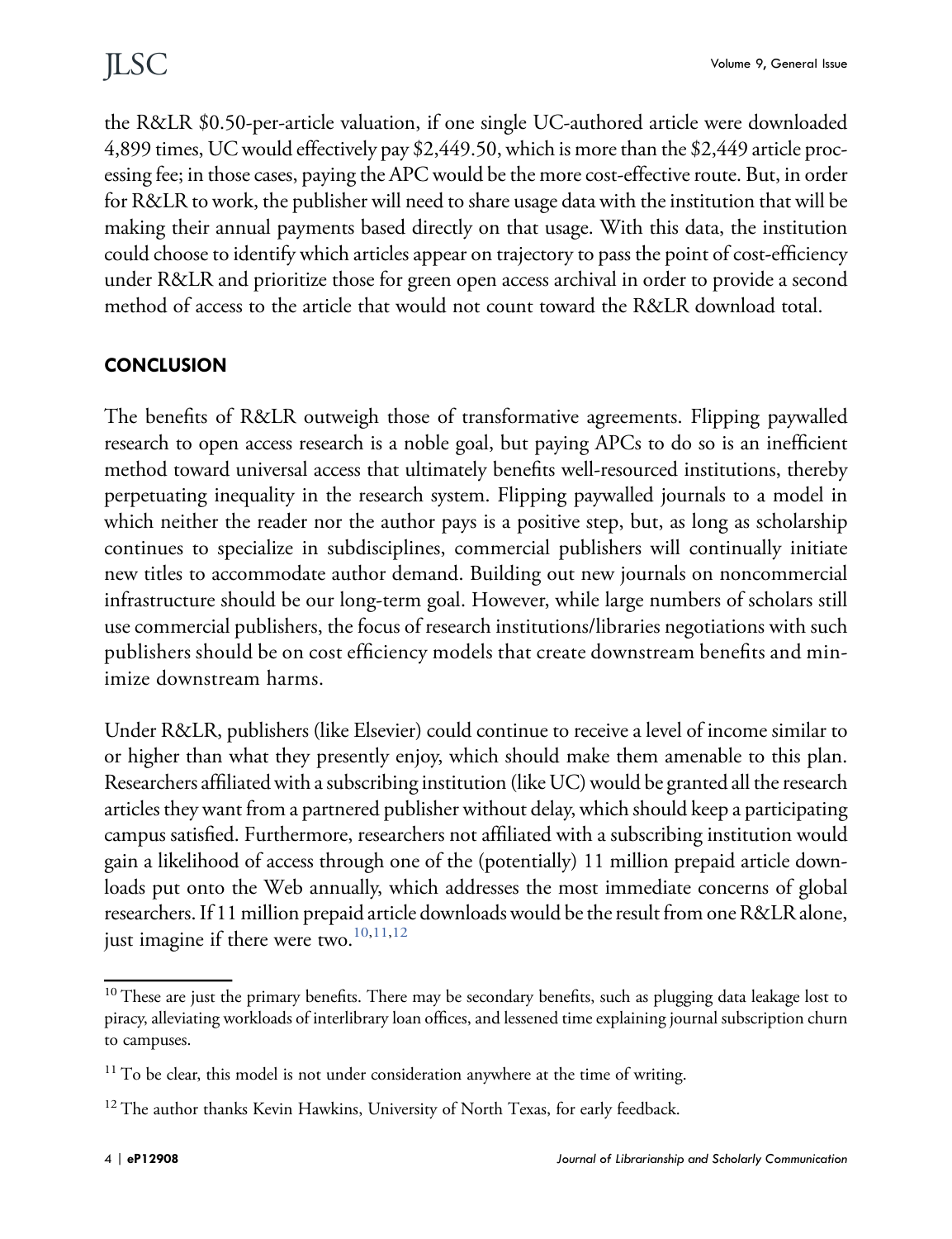the R&LR $0.50-per-article valuation, if one single UC-authored article were downloaded 4,899 times, UC would effectively pay $2,449.50, which is more than the $2,449 article processing fee; in those cases, paying the APC would be the more cost-effective route. But, in order for R&LR to work, the publisher will need to share usage data with the institution that will be making their annual payments based directly on that usage. With this data, the institution could choose to identify which articles appear on trajectory to pass the point of cost-efficiency under R&LR and prioritize those for green open access archival in order to provide a second method of access to the article that would not count toward the R&LR download total.

## CONCLUSION

The benefits of R&LR outweigh those of transformative agreements. Flipping paywalled research to open access research is a noble goal, but paying APCs to do so is an inefficient method toward universal access that ultimately benefits well-resourced institutions, thereby perpetuating inequality in the research system. Flipping paywalled journals to a model in which neither the reader nor the author pays is a positive step, but, as long as scholarship continues to specialize in subdisciplines, commercial publishers will continually initiate new titles to accommodate author demand. Building out new journals on noncommercial infrastructure should be our long-term goal. However, while large numbers of scholars still use commercial publishers, the focus of research institutions/libraries negotiations with such publishers should be on cost efficiency models that create downstream benefits and minimize downstream harms.

Under R&LR, publishers (like Elsevier) could continue to receive a level of income similar to or higher than what they presently enjoy, which should make them amenable to this plan. Researchers affiliated with a subscribing institution (like UC) would be granted all the research articles they want from a partnered publisher without delay, which should keep a participating campus satisfied. Furthermore, researchers not affiliated with a subscribing institution would gain a likelihood of access through one of the (potentially) 11 million prepaid article downloads put onto the Web annually, which addresses the most immediate concerns of global researchers. If 11 million prepaid article downloads would be the result from one R&LR alone, just imagine if there were two.[10,11,12]

---

[10] These are just the primary benefits. There may be secondary benefits, such as plugging data leakage lost to piracy, alleviating workloads of interlibrary loan offices, and lessened time explaining journal subscription churn to campuses.

[11] To be clear, this model is not under consideration anywhere at the time of writing.

[12] The author thanks Kevin Hawkins, University of North Texas, for early feedback.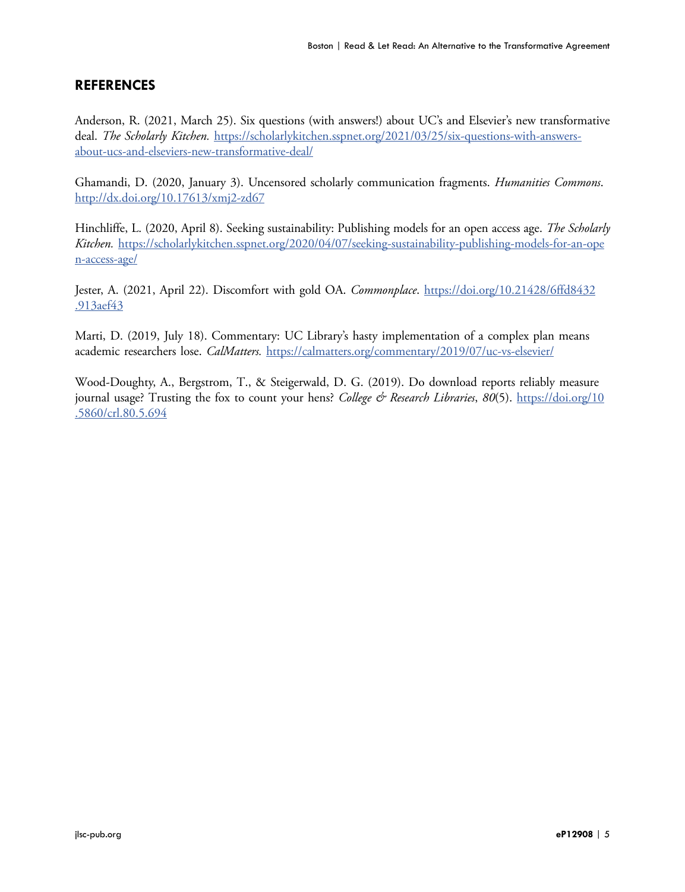## REFERENCES

Anderson, R. (2021, March 25). Six questions (with answers!) about UC's and Elsevier's new transformative deal. *The Scholarly Kitchen.* https://scholarlykitchen.sspnet.org/2021/03/25/six-questions-with-answers-about-ucs-and-elseviers-new-transformative-deal/

Ghamandi, D. (2020, January 3). Uncensored scholarly communication fragments. *Humanities Commons*. http://dx.doi.org/10.17613/xmj2-zd67

Hinchliffe, L. (2020, April 8). Seeking sustainability: Publishing models for an open access age. *The Scholarly Kitchen.* https://scholarlykitchen.sspnet.org/2020/04/07/seeking-sustainability-publishing-models-for-an-open-access-age/

Jester, A. (2021, April 22). Discomfort with gold OA. *Commonplace*. https://doi.org/10.21428/6ffd8432.913aef43

Marti, D. (2019, July 18). Commentary: UC Library's hasty implementation of a complex plan means academic researchers lose. *CalMatters.* https://calmatters.org/commentary/2019/07/uc-vs-elsevier/

Wood-Doughty, A., Bergstrom, T., & Steigerwald, D. G. (2019). Do download reports reliably measure journal usage? Trusting the fox to count your hens? *College & Research Libraries*, *80*(5). https://doi.org/10.5860/crl.80.5.694